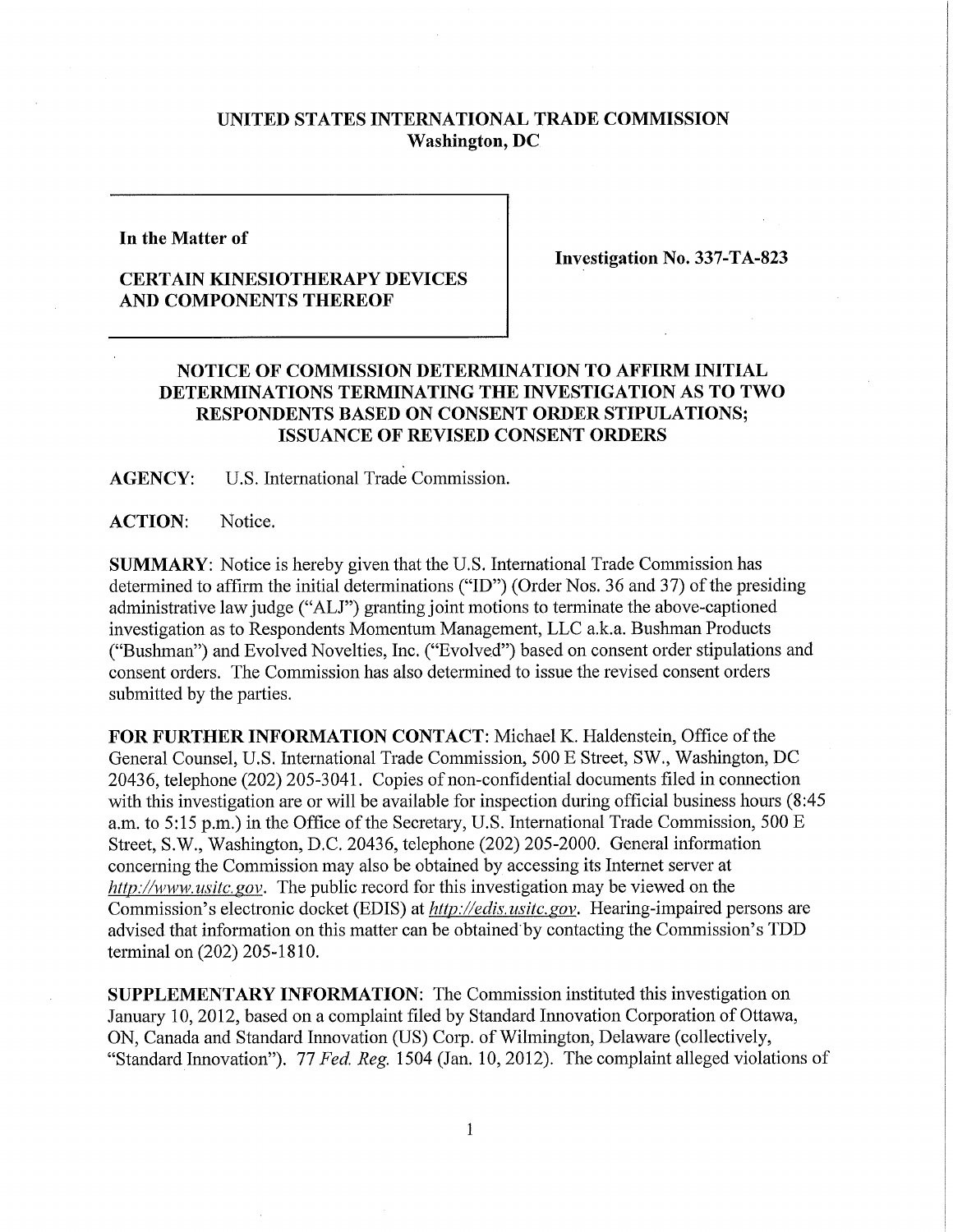# UNITED STATES INTERNATIONAL TRADE COMMISSION
## Washington, DC

**In the Matter of**

**CERTAIN KINESIOTHERAPY DEVICES AND COMPONENTS THEREOF**

**Investigation No. 337-TA-823**

## NOTICE OF COMMISSION DETERMINATION TO AFFIRM INITIAL DETERMINATIONS TERMINATING THE INVESTIGATION AS TO TWO RESPONDENTS BASED ON CONSENT ORDER STIPULATIONS; ISSUANCE OF REVISED CONSENT ORDERS

**AGENCY:** U.S. International Trade Commission.

**ACTION:** Notice.

**SUMMARY:** Notice is hereby given that the U.S. International Trade Commission has determined to affirm the initial determinations ("ID") (Order Nos. 36 and 37) of the presiding administrative law judge ("ALJ") granting joint motions to terminate the above-captioned investigation as to Respondents Momentum Management, LLC a.k.a. Bushman Products ("Bushman") and Evolved Novelties, Inc. ("Evolved") based on consent order stipulations and consent orders. The Commission has also determined to issue the revised consent orders submitted by the parties.

**FOR FURTHER INFORMATION CONTACT:** Michael K. Haldenstein, Office of the General Counsel, U.S. International Trade Commission, 500 E Street, SW., Washington, DC 20436, telephone (202) 205-3041. Copies of non-confidential documents filed in connection with this investigation are or will be available for inspection during official business hours (8:45 a.m. to 5:15 p.m.) in the Office of the Secretary, U.S. International Trade Commission, 500 E Street, S.W., Washington, D.C. 20436, telephone (202) 205-2000. General information concerning the Commission may also be obtained by accessing its Internet server at *http://www.usitc.gov*. The public record for this investigation may be viewed on the Commission's electronic docket (EDIS) at *http://edis.usitc.gov*. Hearing-impaired persons are advised that information on this matter can be obtained by contacting the Commission's TDD terminal on (202) 205-1810.

**SUPPLEMENTARY INFORMATION:** The Commission instituted this investigation on January 10, 2012, based on a complaint filed by Standard Innovation Corporation of Ottawa, ON, Canada and Standard Innovation (US) Corp. of Wilmington, Delaware (collectively, "Standard Innovation"). 77 *Fed. Reg.* 1504 (Jan. 10, 2012). The complaint alleged violations of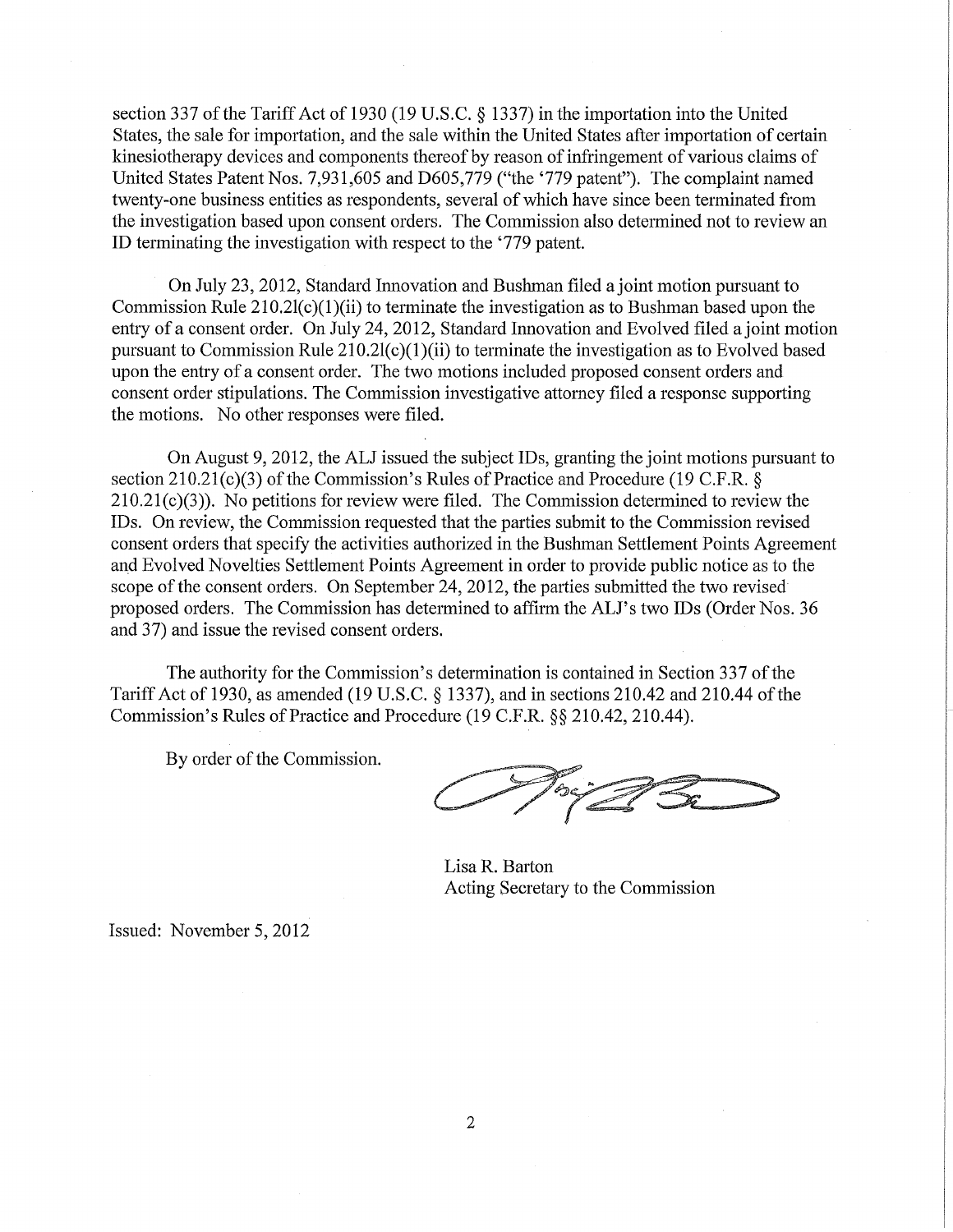section 337 of the Tariff Act of 1930 (19 U.S.C. § 1337) in the importation into the United States, the sale for importation, and the sale within the United States after importation of certain kinesiotherapy devices and components thereof by reason of infringement of various claims of United States Patent Nos. 7,931,605 and D605,779 ("the '779 patent"). The complaint named twenty-one business entities as respondents, several of which have since been terminated from the investigation based upon consent orders. The Commission also determined not to review an ID terminating the investigation with respect to the '779 patent.

On July 23, 2012, Standard Innovation and Bushman filed a joint motion pursuant to Commission Rule 210.2l(c)(1)(ii) to terminate the investigation as to Bushman based upon the entry of a consent order. On July 24, 2012, Standard Innovation and Evolved filed a joint motion pursuant to Commission Rule 210.2l(c)(1)(ii) to terminate the investigation as to Evolved based upon the entry of a consent order. The two motions included proposed consent orders and consent order stipulations. The Commission investigative attorney filed a response supporting the motions. No other responses were filed.

On August 9, 2012, the ALJ issued the subject IDs, granting the joint motions pursuant to section 210.21(c)(3) of the Commission's Rules of Practice and Procedure (19 C.F.R. § 210.21(c)(3)). No petitions for review were filed. The Commission determined to review the IDs. On review, the Commission requested that the parties submit to the Commission revised consent orders that specify the activities authorized in the Bushman Settlement Points Agreement and Evolved Novelties Settlement Points Agreement in order to provide public notice as to the scope of the consent orders. On September 24, 2012, the parties submitted the two revised proposed orders. The Commission has determined to affirm the ALJ's two IDs (Order Nos. 36 and 37) and issue the revised consent orders.

The authority for the Commission's determination is contained in Section 337 of the Tariff Act of 1930, as amended (19 U.S.C. § 1337), and in sections 210.42 and 210.44 of the Commission's Rules of Practice and Procedure (19 C.F.R. §§ 210.42, 210.44).

By order of the Commission.

Lisa R. Barton
Acting Secretary to the Commission

Issued: November 5, 2012